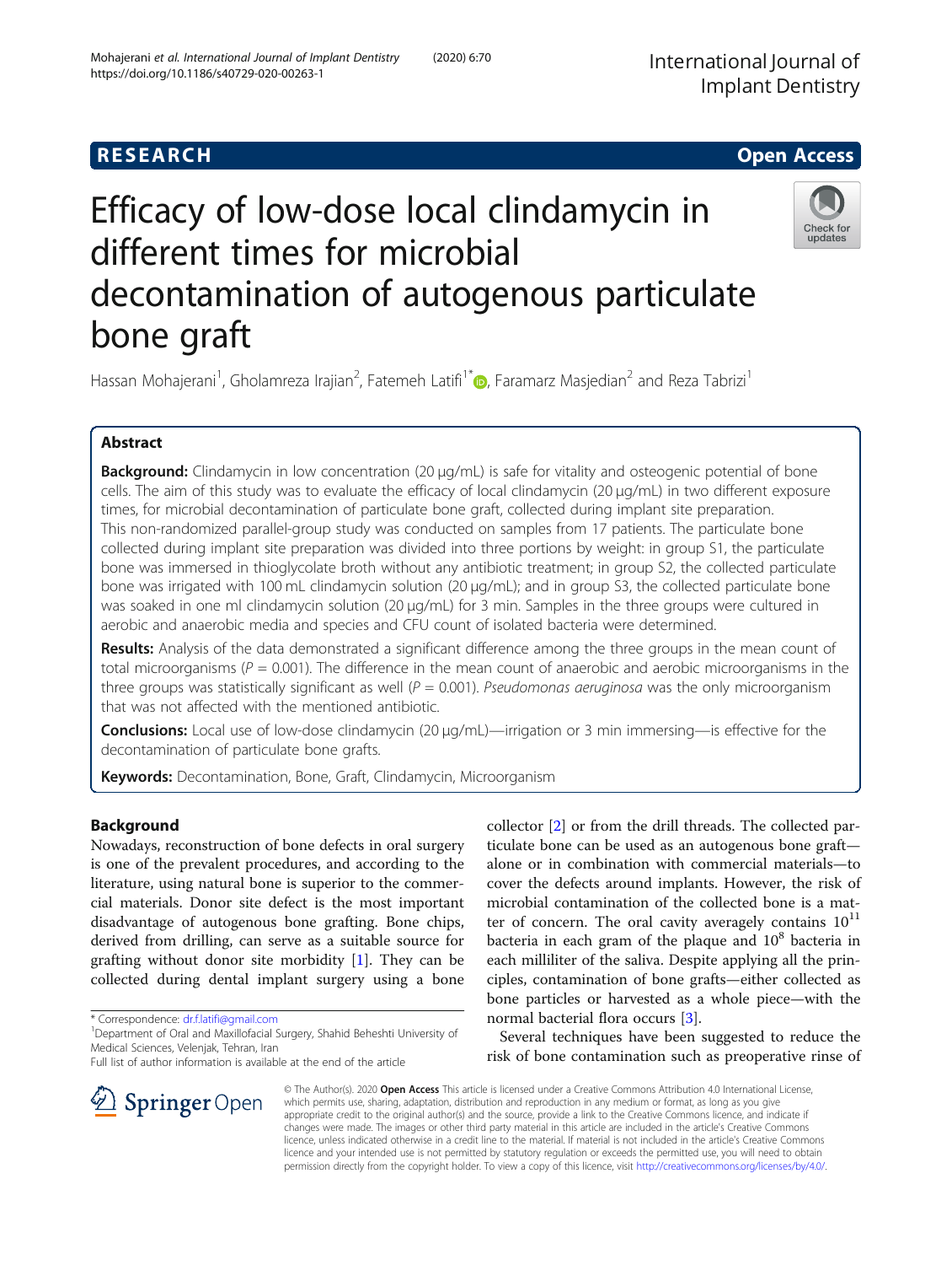RESEARCH

Open Access

# Efficacy of low-dose local clindamycin in different times for microbial decontamination of autogenous particulate bone graft

Hassan Mohajerani[1], Gholamreza Irajian[2], Fatemeh Latifi[1*], Faramarz Masjedian[2] and Reza Tabrizi[1]

## Abstract

**Background:** Clindamycin in low concentration (20 μg/mL) is safe for vitality and osteogenic potential of bone cells. The aim of this study was to evaluate the efficacy of local clindamycin (20 μg/mL) in two different exposure times, for microbial decontamination of particulate bone graft, collected during implant site preparation. This non-randomized parallel-group study was conducted on samples from 17 patients. The particulate bone collected during implant site preparation was divided into three portions by weight: in group S1, the particulate bone was immersed in thioglycolate broth without any antibiotic treatment; in group S2, the collected particulate bone was irrigated with 100 mL clindamycin solution (20 μg/mL); and in group S3, the collected particulate bone was soaked in one ml clindamycin solution (20 μg/mL) for 3 min. Samples in the three groups were cultured in aerobic and anaerobic media and species and CFU count of isolated bacteria were determined.

**Results:** Analysis of the data demonstrated a significant difference among the three groups in the mean count of total microorganisms ($P = 0.001$). The difference in the mean count of anaerobic and aerobic microorganisms in the three groups was statistically significant as well ($P = 0.001$). *Pseudomonas aeruginosa* was the only microorganism that was not affected with the mentioned antibiotic.

**Conclusions:** Local use of low-dose clindamycin (20 μg/mL)—irrigation or 3 min immersing—is effective for the decontamination of particulate bone grafts.

**Keywords:** Decontamination, Bone, Graft, Clindamycin, Microorganism

## Background

Nowadays, reconstruction of bone defects in oral surgery is one of the prevalent procedures, and according to the literature, using natural bone is superior to the commercial materials. Donor site defect is the most important disadvantage of autogenous bone grafting. Bone chips, derived from drilling, can serve as a suitable source for grafting without donor site morbidity [1]. They can be collected during dental implant surgery using a bone collector [2] or from the drill threads. The collected particulate bone can be used as an autogenous bone graft—alone or in combination with commercial materials—to cover the defects around implants. However, the risk of microbial contamination of the collected bone is a matter of concern. The oral cavity averagely contains $10^{11}$ bacteria in each gram of the plaque and $10^{8}$ bacteria in each milliliter of the saliva. Despite applying all the principles, contamination of bone grafts—either collected as bone particles or harvested as a whole piece—with the normal bacterial flora occurs [3].

Several techniques have been suggested to reduce the risk of bone contamination such as preoperative rinse of

\* Correspondence: dr.f.latifi@gmail.com
[1]Department of Oral and Maxillofacial Surgery, Shahid Beheshti University of Medical Sciences, Velenjak, Tehran, Iran
Full list of author information is available at the end of the article

© The Author(s). 2020 **Open Access** This article is licensed under a Creative Commons Attribution 4.0 International License, which permits use, sharing, adaptation, distribution and reproduction in any medium or format, as long as you give appropriate credit to the original author(s) and the source, provide a link to the Creative Commons licence, and indicate if changes were made. The images or other third party material in this article are included in the article's Creative Commons licence, unless indicated otherwise in a credit line to the material. If material is not included in the article's Creative Commons licence and your intended use is not permitted by statutory regulation or exceeds the permitted use, you will need to obtain permission directly from the copyright holder. To view a copy of this licence, visit http://creativecommons.org/licenses/by/4.0/.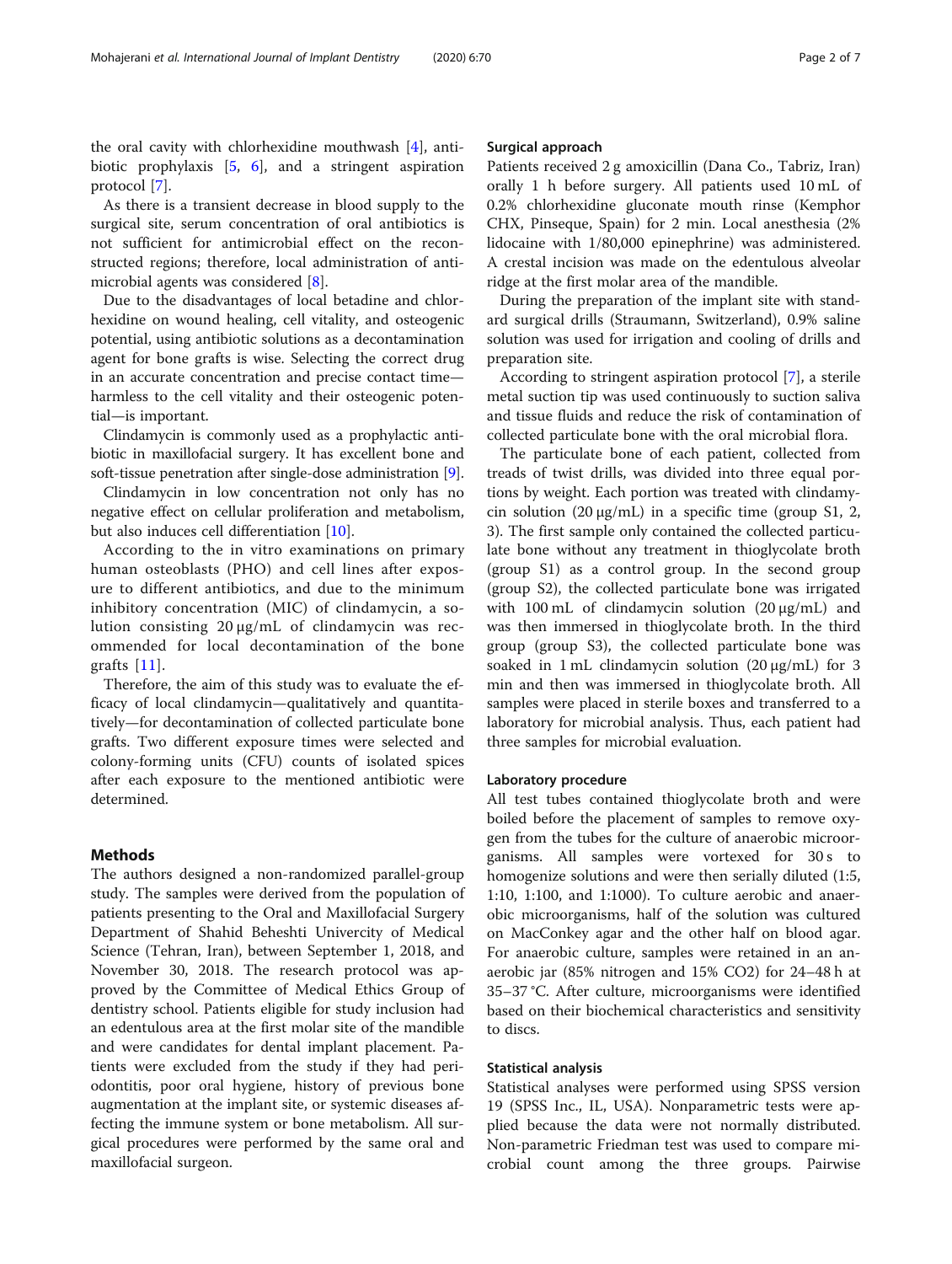the oral cavity with chlorhexidine mouthwash [4], antibiotic prophylaxis [5, 6], and a stringent aspiration protocol [7].

As there is a transient decrease in blood supply to the surgical site, serum concentration of oral antibiotics is not sufficient for antimicrobial effect on the reconstructed regions; therefore, local administration of antimicrobial agents was considered [8].

Due to the disadvantages of local betadine and chlorhexidine on wound healing, cell vitality, and osteogenic potential, using antibiotic solutions as a decontamination agent for bone grafts is wise. Selecting the correct drug in an accurate concentration and precise contact time—harmless to the cell vitality and their osteogenic potential—is important.

Clindamycin is commonly used as a prophylactic antibiotic in maxillofacial surgery. It has excellent bone and soft-tissue penetration after single-dose administration [9].

Clindamycin in low concentration not only has no negative effect on cellular proliferation and metabolism, but also induces cell differentiation [10].

According to the in vitro examinations on primary human osteoblasts (PHO) and cell lines after exposure to different antibiotics, and due to the minimum inhibitory concentration (MIC) of clindamycin, a solution consisting 20 μg/mL of clindamycin was recommended for local decontamination of the bone grafts [11].

Therefore, the aim of this study was to evaluate the efficacy of local clindamycin—qualitatively and quantitatively—for decontamination of collected particulate bone grafts. Two different exposure times were selected and colony-forming units (CFU) counts of isolated spices after each exposure to the mentioned antibiotic were determined.

## Methods

The authors designed a non-randomized parallel-group study. The samples were derived from the population of patients presenting to the Oral and Maxillofacial Surgery Department of Shahid Beheshti Univercity of Medical Science (Tehran, Iran), between September 1, 2018, and November 30, 2018. The research protocol was approved by the Committee of Medical Ethics Group of dentistry school. Patients eligible for study inclusion had an edentulous area at the first molar site of the mandible and were candidates for dental implant placement. Patients were excluded from the study if they had periodontitis, poor oral hygiene, history of previous bone augmentation at the implant site, or systemic diseases affecting the immune system or bone metabolism. All surgical procedures were performed by the same oral and maxillofacial surgeon.

### Surgical approach

Patients received 2 g amoxicillin (Dana Co., Tabriz, Iran) orally 1 h before surgery. All patients used 10 mL of 0.2% chlorhexidine gluconate mouth rinse (Kemphor CHX, Pinseque, Spain) for 2 min. Local anesthesia (2% lidocaine with 1/80,000 epinephrine) was administered. A crestal incision was made on the edentulous alveolar ridge at the first molar area of the mandible.

During the preparation of the implant site with standard surgical drills (Straumann, Switzerland), 0.9% saline solution was used for irrigation and cooling of drills and preparation site.

According to stringent aspiration protocol [7], a sterile metal suction tip was used continuously to suction saliva and tissue fluids and reduce the risk of contamination of collected particulate bone with the oral microbial flora.

The particulate bone of each patient, collected from treads of twist drills, was divided into three equal portions by weight. Each portion was treated with clindamycin solution (20 μg/mL) in a specific time (group S1, 2, 3). The first sample only contained the collected particulate bone without any treatment in thioglycolate broth (group S1) as a control group. In the second group (group S2), the collected particulate bone was irrigated with 100 mL of clindamycin solution (20 μg/mL) and was then immersed in thioglycolate broth. In the third group (group S3), the collected particulate bone was soaked in 1 mL clindamycin solution (20 μg/mL) for 3 min and then was immersed in thioglycolate broth. All samples were placed in sterile boxes and transferred to a laboratory for microbial analysis. Thus, each patient had three samples for microbial evaluation.

### Laboratory procedure

All test tubes contained thioglycolate broth and were boiled before the placement of samples to remove oxygen from the tubes for the culture of anaerobic microorganisms. All samples were vortexed for 30 s to homogenize solutions and were then serially diluted (1:5, 1:10, 1:100, and 1:1000). To culture aerobic and anaerobic microorganisms, half of the solution was cultured on MacConkey agar and the other half on blood agar. For anaerobic culture, samples were retained in an anaerobic jar (85% nitrogen and 15% $CO_2$) for 24–48 h at 35–37 °C. After culture, microorganisms were identified based on their biochemical characteristics and sensitivity to discs.

### Statistical analysis

Statistical analyses were performed using SPSS version 19 (SPSS Inc., IL, USA). Nonparametric tests were applied because the data were not normally distributed. Non-parametric Friedman test was used to compare microbial count among the three groups. Pairwise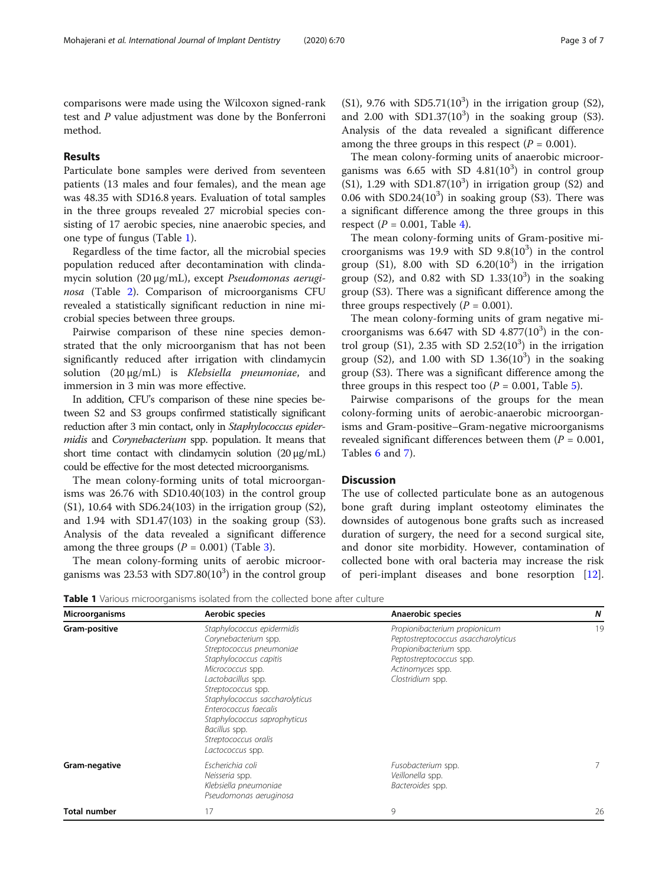comparisons were made using the Wilcoxon signed-rank test and *P* value adjustment was done by the Bonferroni method.

## Results

Particulate bone samples were derived from seventeen patients (13 males and four females), and the mean age was 48.35 with SD16.8 years. Evaluation of total samples in the three groups revealed 27 microbial species consisting of 17 aerobic species, nine anaerobic species, and one type of fungus (Table 1).

Regardless of the time factor, all the microbial species population reduced after decontamination with clindamycin solution (20 μg/mL), except *Pseudomonas aeruginosa* (Table 2). Comparison of microorganisms CFU revealed a statistically significant reduction in nine microbial species between three groups.

Pairwise comparison of these nine species demonstrated that the only microorganism that has not been significantly reduced after irrigation with clindamycin solution (20 μg/mL) is *Klebsiella pneumoniae*, and immersion in 3 min was more effective.

In addition, CFU's comparison of these nine species between S2 and S3 groups confirmed statistically significant reduction after 3 min contact, only in *Staphylococcus epidermidis* and *Corynebacterium* spp. population. It means that short time contact with clindamycin solution (20 μg/mL) could be effective for the most detected microorganisms.

The mean colony-forming units of total microorganisms was 26.76 with SD10.40(103) in the control group (S1), 10.64 with SD6.24(103) in the irrigation group (S2), and 1.94 with SD1.47(103) in the soaking group (S3). Analysis of the data revealed a significant difference among the three groups ($P = 0.001$) (Table 3).

The mean colony-forming units of aerobic microorganisms was 23.53 with SD7.80($10^3$) in the control group (S1), 9.76 with SD5.71($10^3$) in the irrigation group (S2), and 2.00 with SD1.37($10^3$) in the soaking group (S3). Analysis of the data revealed a significant difference among the three groups in this respect ($P = 0.001$).

The mean colony-forming units of anaerobic microorganisms was 6.65 with SD 4.81($10^3$) in control group (S1), 1.29 with SD1.87($10^3$) in irrigation group (S2) and 0.06 with SD0.24($10^3$) in soaking group (S3). There was a significant difference among the three groups in this respect ($P = 0.001$, Table 4).

The mean colony-forming units of Gram-positive microorganisms was 19.9 with SD 9.8($10^3$) in the control group (S1), 8.00 with SD 6.20($10^3$) in the irrigation group (S2), and 0.82 with SD 1.33($10^3$) in the soaking group (S3). There was a significant difference among the three groups respectively ($P = 0.001$).

The mean colony-forming units of gram negative microorganisms was 6.647 with SD 4.877($10^3$) in the control group (S1), 2.35 with SD 2.52($10^3$) in the irrigation group (S2), and 1.00 with SD 1.36($10^3$) in the soaking group (S3). There was a significant difference among the three groups in this respect too ($P = 0.001$, Table 5).

Pairwise comparisons of the groups for the mean colony-forming units of aerobic-anaerobic microorganisms and Gram-positive–Gram-negative microorganisms revealed significant differences between them ($P = 0.001$, Tables 6 and 7).

## Discussion

The use of collected particulate bone as an autogenous bone graft during implant osteotomy eliminates the downsides of autogenous bone grafts such as increased duration of surgery, the need for a second surgical site, and donor site morbidity. However, contamination of collected bone with oral bacteria may increase the risk of peri-implant diseases and bone resorption [12].

**Table 1** Various microorganisms isolated from the collected bone after culture

| Microorganisms | Aerobic species | Anaerobic species | N |
|---|---|---|---|
| **Gram-positive** | *Staphylococcus epidermidis*<br>*Corynebacterium* spp.<br>*Streptococcus pneumoniae*<br>*Staphylococcus capitis*<br>*Micrococcus* spp.<br>*Lactobacillus* spp.<br>*Streptococcus* spp.<br>*Staphylococcus saccharolyticus*<br>*Enterococcus faecalis*<br>*Staphylococcus saprophyticus*<br>*Bacillus* spp.<br>*Streptococcus oralis*<br>*Lactococcus* spp. | *Propionibacterium propionicum*<br>*Peptostreptococcus asaccharolyticus*<br>*Propionibacterium* spp.<br>*Peptostreptococcus* spp.<br>*Actinomyces* spp.<br>*Clostridium* spp. | 19 |
| **Gram-negative** | *Escherichia coli*<br>*Neisseria* spp.<br>*Klebsiella pneumoniae*<br>*Pseudomonas aeruginosa* | *Fusobacterium* spp.<br>*Veillonella* spp.<br>*Bacteroides* spp. | 7 |
| **Total number** | 17 | 9 | 26 |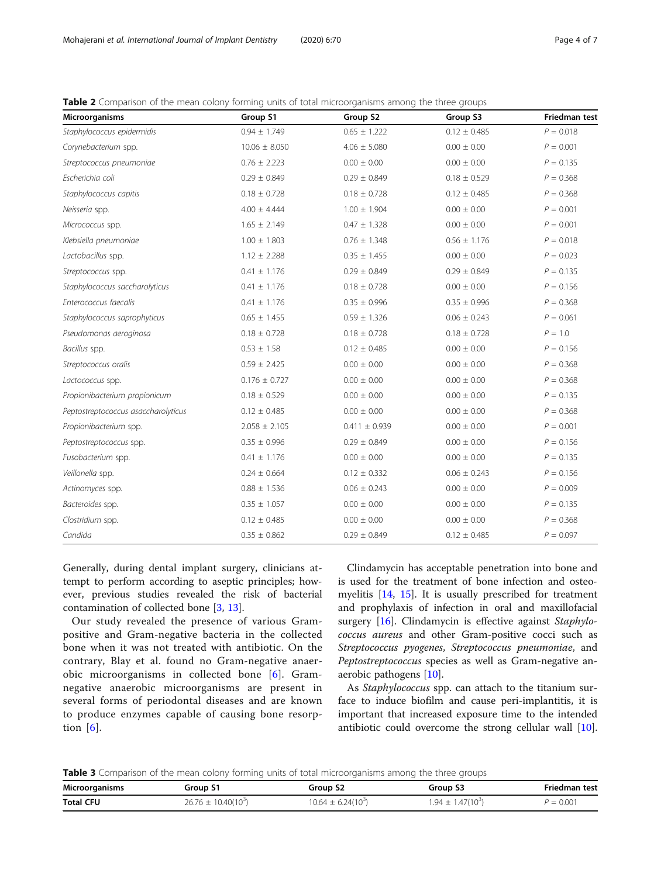**Table 2** Comparison of the mean colony forming units of total microorganisms among the three groups

| Microorganisms | Group S1 | Group S2 | Group S3 | Friedman test |
|---|---|---|---|---|
| *Staphylococcus epidermidis* | 0.94 ± 1.749 | 0.65 ± 1.222 | 0.12 ± 0.485 | $P = 0.018$ |
| *Corynebacterium* spp. | 10.06 ± 8.050 | 4.06 ± 5.080 | 0.00 ± 0.00 | $P = 0.001$ |
| *Streptococcus pneumoniae* | 0.76 ± 2.223 | 0.00 ± 0.00 | 0.00 ± 0.00 | $P = 0.135$ |
| *Escherichia coli* | 0.29 ± 0.849 | 0.29 ± 0.849 | 0.18 ± 0.529 | $P = 0.368$ |
| *Staphylococcus capitis* | 0.18 ± 0.728 | 0.18 ± 0.728 | 0.12 ± 0.485 | $P = 0.368$ |
| *Neisseria* spp. | 4.00 ± 4.444 | 1.00 ± 1.904 | 0.00 ± 0.00 | $P = 0.001$ |
| *Micrococcus* spp. | 1.65 ± 2.149 | 0.47 ± 1.328 | 0.00 ± 0.00 | $P = 0.001$ |
| *Klebsiella pneumoniae* | 1.00 ± 1.803 | 0.76 ± 1.348 | 0.56 ± 1.176 | $P = 0.018$ |
| *Lactobacillus* spp. | 1.12 ± 2.288 | 0.35 ± 1.455 | 0.00 ± 0.00 | $P = 0.023$ |
| *Streptococcus* spp. | 0.41 ± 1.176 | 0.29 ± 0.849 | 0.29 ± 0.849 | $P = 0.135$ |
| *Staphylococcus saccharolyticus* | 0.41 ± 1.176 | 0.18 ± 0.728 | 0.00 ± 0.00 | $P = 0.156$ |
| *Enterococcus faecalis* | 0.41 ± 1.176 | 0.35 ± 0.996 | 0.35 ± 0.996 | $P = 0.368$ |
| *Staphylococcus saprophyticus* | 0.65 ± 1.455 | 0.59 ± 1.326 | 0.06 ± 0.243 | $P = 0.061$ |
| *Pseudomonas aeroginosa* | 0.18 ± 0.728 | 0.18 ± 0.728 | 0.18 ± 0.728 | $P = 1.0$ |
| *Bacillus* spp. | 0.53 ± 1.58 | 0.12 ± 0.485 | 0.00 ± 0.00 | $P = 0.156$ |
| *Streptococcus oralis* | 0.59 ± 2.425 | 0.00 ± 0.00 | 0.00 ± 0.00 | $P = 0.368$ |
| *Lactococcus* spp. | 0.176 ± 0.727 | 0.00 ± 0.00 | 0.00 ± 0.00 | $P = 0.368$ |
| *Propionibacterium propionicum* | 0.18 ± 0.529 | 0.00 ± 0.00 | 0.00 ± 0.00 | $P = 0.135$ |
| *Peptostreptococcus asaccharolyticus* | 0.12 ± 0.485 | 0.00 ± 0.00 | 0.00 ± 0.00 | $P = 0.368$ |
| *Propionibacterium* spp. | 2.058 ± 2.105 | 0.411 ± 0.939 | 0.00 ± 0.00 | $P = 0.001$ |
| *Peptostreptococcus* spp. | 0.35 ± 0.996 | 0.29 ± 0.849 | 0.00 ± 0.00 | $P = 0.156$ |
| *Fusobacterium* spp. | 0.41 ± 1.176 | 0.00 ± 0.00 | 0.00 ± 0.00 | $P = 0.135$ |
| *Veillonella* spp. | 0.24 ± 0.664 | 0.12 ± 0.332 | 0.06 ± 0.243 | $P = 0.156$ |
| *Actinomyces* spp. | 0.88 ± 1.536 | 0.06 ± 0.243 | 0.00 ± 0.00 | $P = 0.009$ |
| *Bacteroides* spp. | 0.35 ± 1.057 | 0.00 ± 0.00 | 0.00 ± 0.00 | $P = 0.135$ |
| *Clostridium* spp. | 0.12 ± 0.485 | 0.00 ± 0.00 | 0.00 ± 0.00 | $P = 0.368$ |
| *Candida* | 0.35 ± 0.862 | 0.29 ± 0.849 | 0.12 ± 0.485 | $P = 0.097$ |

Generally, during dental implant surgery, clinicians attempt to perform according to aseptic principles; however, previous studies revealed the risk of bacterial contamination of collected bone [3, 13].

Our study revealed the presence of various Gram-positive and Gram-negative bacteria in the collected bone when it was not treated with antibiotic. On the contrary, Blay et al. found no Gram-negative anaerobic microorganisms in collected bone [6]. Gram-negative anaerobic microorganisms are present in several forms of periodontal diseases and are known to produce enzymes capable of causing bone resorption [6].

Clindamycin has acceptable penetration into bone and is used for the treatment of bone infection and osteomyelitis [14, 15]. It is usually prescribed for treatment and prophylaxis of infection in oral and maxillofacial surgery [16]. Clindamycin is effective against *Staphylococcus aureus* and other Gram-positive cocci such as *Streptococcus pyogenes*, *Streptococcus pneumoniae*, and *Peptostreptococcus* species as well as Gram-negative anaerobic pathogens [10].

As *Staphylococcus* spp. can attach to the titanium surface to induce biofilm and cause peri-implantitis, it is important that increased exposure time to the intended antibiotic could overcome the strong cellular wall [10].

**Table 3** Comparison of the mean colony forming units of total microorganisms among the three groups

| Microorganisms | Group S1 | Group S2 | Group S3 | Friedman test |
|---|---|---|---|---|
| **Total CFU** | 26.76 ± 10.40($10^3$) | 10.64 ± 6.24($10^3$) | 1.94 ± 1.47($10^3$) | $P = 0.001$ |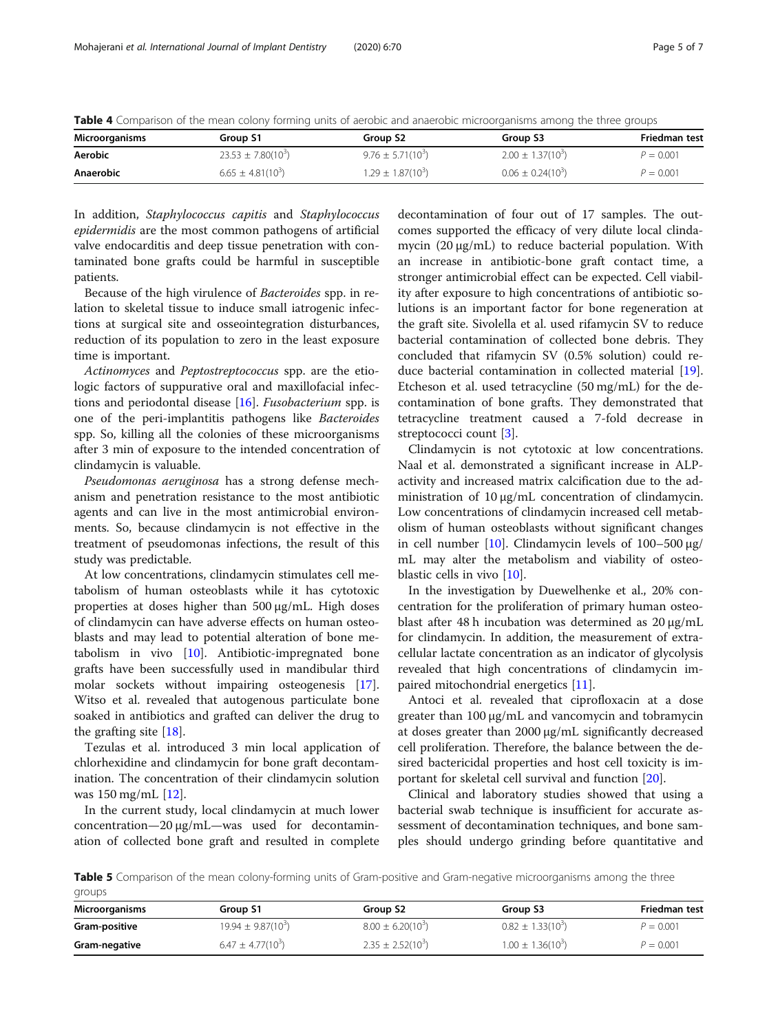**Table 4** Comparison of the mean colony forming units of aerobic and anaerobic microorganisms among the three groups

| Microorganisms | Group S1 | Group S2 | Group S3 | Friedman test |
|---|---|---|---|---|
| **Aerobic** | $23.53 \pm 7.80(10^3)$ | $9.76 \pm 5.71(10^3)$ | $2.00 \pm 1.37(10^3)$ | $P = 0.001$ |
| **Anaerobic** | $6.65 \pm 4.81(10^3)$ | $1.29 \pm 1.87(10^3)$ | $0.06 \pm 0.24(10^3)$ | $P = 0.001$ |

In addition, *Staphylococcus capitis* and *Staphylococcus epidermidis* are the most common pathogens of artificial valve endocarditis and deep tissue penetration with contaminated bone grafts could be harmful in susceptible patients.

Because of the high virulence of *Bacteroides* spp. in relation to skeletal tissue to induce small iatrogenic infections at surgical site and osseointegration disturbances, reduction of its population to zero in the least exposure time is important.

*Actinomyces* and *Peptostreptococcus* spp. are the etiologic factors of suppurative oral and maxillofacial infections and periodontal disease [16]. *Fusobacterium* spp. is one of the peri-implantitis pathogens like *Bacteroides* spp. So, killing all the colonies of these microorganisms after 3 min of exposure to the intended concentration of clindamycin is valuable.

*Pseudomonas aeruginosa* has a strong defense mechanism and penetration resistance to the most antibiotic agents and can live in the most antimicrobial environments. So, because clindamycin is not effective in the treatment of pseudomonas infections, the result of this study was predictable.

At low concentrations, clindamycin stimulates cell metabolism of human osteoblasts while it has cytotoxic properties at doses higher than 500 μg/mL. High doses of clindamycin can have adverse effects on human osteoblasts and may lead to potential alteration of bone metabolism in vivo [10]. Antibiotic-impregnated bone grafts have been successfully used in mandibular third molar sockets without impairing osteogenesis [17]. Witso et al. revealed that autogenous particulate bone soaked in antibiotics and grafted can deliver the drug to the grafting site [18].

Tezulas et al. introduced 3 min local application of chlorhexidine and clindamycin for bone graft decontamination. The concentration of their clindamycin solution was 150 mg/mL [12].

In the current study, local clindamycin at much lower concentration—20 μg/mL—was used for decontamination of collected bone graft and resulted in complete decontamination of four out of 17 samples. The outcomes supported the efficacy of very dilute local clindamycin (20 μg/mL) to reduce bacterial population. With an increase in antibiotic-bone graft contact time, a stronger antimicrobial effect can be expected. Cell viability after exposure to high concentrations of antibiotic solutions is an important factor for bone regeneration at the graft site. Sivolella et al. used rifamycin SV to reduce bacterial contamination of collected bone debris. They concluded that rifamycin SV (0.5% solution) could reduce bacterial contamination in collected material [19]. Etcheson et al. used tetracycline (50 mg/mL) for the decontamination of bone grafts. They demonstrated that tetracycline treatment caused a 7-fold decrease in streptococci count [3].

Clindamycin is not cytotoxic at low concentrations. Naal et al. demonstrated a significant increase in ALP-activity and increased matrix calcification due to the administration of 10 μg/mL concentration of clindamycin. Low concentrations of clindamycin increased cell metabolism of human osteoblasts without significant changes in cell number [10]. Clindamycin levels of 100–500 μg/mL may alter the metabolism and viability of osteoblastic cells in vivo [10].

In the investigation by Duewelhenke et al., 20% concentration for the proliferation of primary human osteoblast after 48 h incubation was determined as 20 μg/mL for clindamycin. In addition, the measurement of extracellular lactate concentration as an indicator of glycolysis revealed that high concentrations of clindamycin impaired mitochondrial energetics [11].

Antoci et al. revealed that ciprofloxacin at a dose greater than 100 μg/mL and vancomycin and tobramycin at doses greater than 2000 μg/mL significantly decreased cell proliferation. Therefore, the balance between the desired bactericidal properties and host cell toxicity is important for skeletal cell survival and function [20].

Clinical and laboratory studies showed that using a bacterial swab technique is insufficient for accurate assessment of decontamination techniques, and bone samples should undergo grinding before quantitative and

**Table 5** Comparison of the mean colony-forming units of Gram-positive and Gram-negative microorganisms among the three groups

| Microorganisms | Group S1 | Group S2 | Group S3 | Friedman test |
|---|---|---|---|---|
| **Gram-positive** | $19.94 \pm 9.87(10^3)$ | $8.00 \pm 6.20(10^3)$ | $0.82 \pm 1.33(10^3)$ | $P = 0.001$ |
| **Gram-negative** | $6.47 \pm 4.77(10^3)$ | $2.35 \pm 2.52(10^3)$ | $1.00 \pm 1.36(10^3)$ | $P = 0.001$ |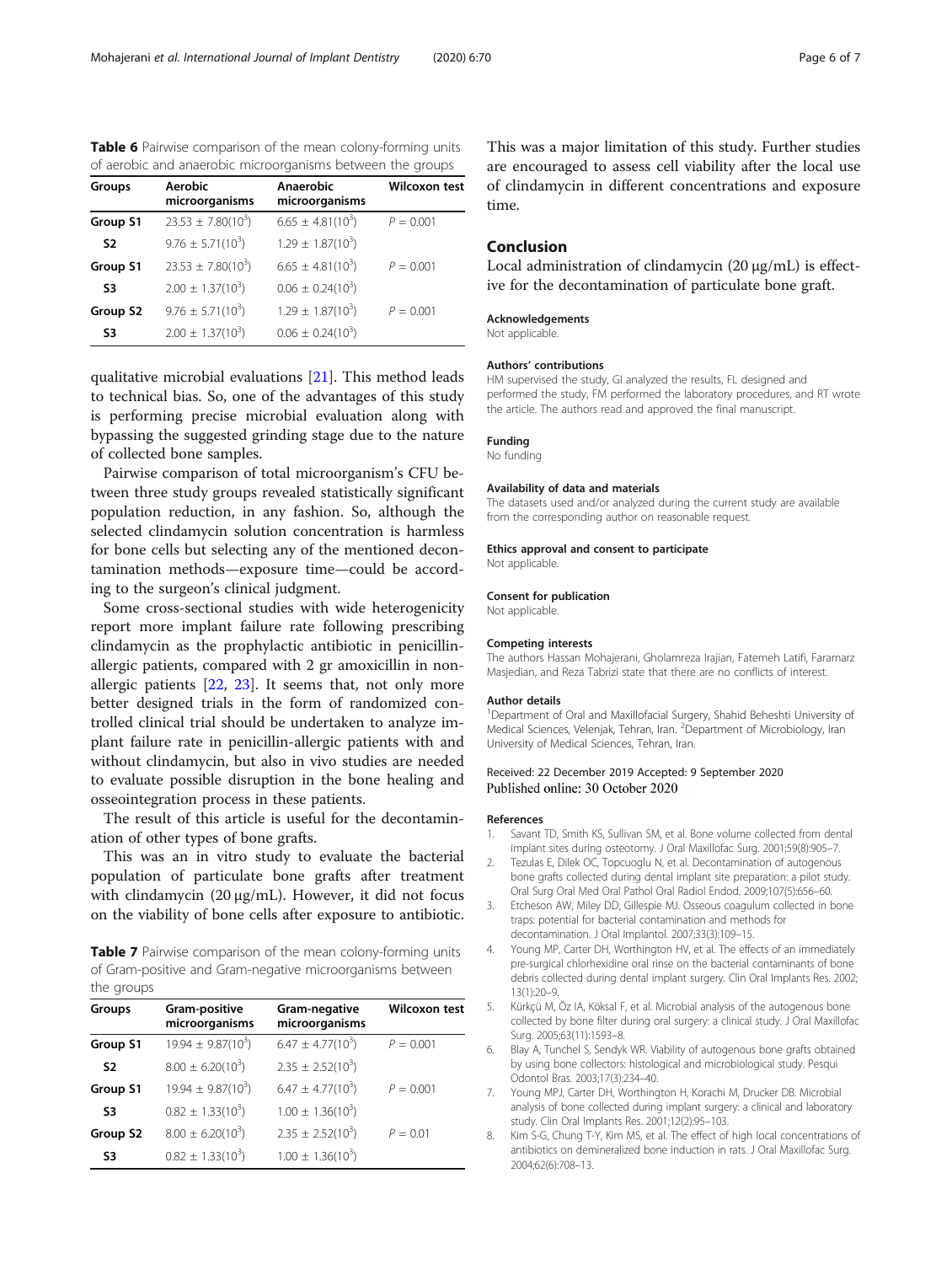**Table 6** Pairwise comparison of the mean colony-forming units of aerobic and anaerobic microorganisms between the groups

| Groups | Aerobic microorganisms | Anaerobic microorganisms | Wilcoxon test |
|---|---|---|---|
| **Group S1** | $23.53 \pm 7.80(10^3)$ | $6.65 \pm 4.81(10^3)$ | $P = 0.001$ |
| **S2** | $9.76 \pm 5.71(10^3)$ | $1.29 \pm 1.87(10^3)$ | |
| **Group S1** | $23.53 \pm 7.80(10^3)$ | $6.65 \pm 4.81(10^3)$ | $P = 0.001$ |
| **S3** | $2.00 \pm 1.37(10^3)$ | $0.06 \pm 0.24(10^3)$ | |
| **Group S2** | $9.76 \pm 5.71(10^3)$ | $1.29 \pm 1.87(10^3)$ | $P = 0.001$ |
| **S3** | $2.00 \pm 1.37(10^3)$ | $0.06 \pm 0.24(10^3)$ | |

qualitative microbial evaluations [21]. This method leads to technical bias. So, one of the advantages of this study is performing precise microbial evaluation along with bypassing the suggested grinding stage due to the nature of collected bone samples.

Pairwise comparison of total microorganism's CFU between three study groups revealed statistically significant population reduction, in any fashion. So, although the selected clindamycin solution concentration is harmless for bone cells but selecting any of the mentioned decontamination methods—exposure time—could be according to the surgeon's clinical judgment.

Some cross-sectional studies with wide heterogenicity report more implant failure rate following prescribing clindamycin as the prophylactic antibiotic in penicillin-allergic patients, compared with 2 gr amoxicillin in non-allergic patients [22, 23]. It seems that, not only more better designed trials in the form of randomized controlled clinical trial should be undertaken to analyze implant failure rate in penicillin-allergic patients with and without clindamycin, but also in vivo studies are needed to evaluate possible disruption in the bone healing and osseointegration process in these patients.

The result of this article is useful for the decontamination of other types of bone grafts.

This was an in vitro study to evaluate the bacterial population of particulate bone grafts after treatment with clindamycin (20 μg/mL). However, it did not focus on the viability of bone cells after exposure to antibiotic.

**Table 7** Pairwise comparison of the mean colony-forming units of Gram-positive and Gram-negative microorganisms between the groups

| Groups | Gram-positive microorganisms | Gram-negative microorganisms | Wilcoxon test |
|---|---|---|---|
| **Group S1** | $19.94 \pm 9.87(10^3)$ | $6.47 \pm 4.77(10^3)$ | $P = 0.001$ |
| **S2** | $8.00 \pm 6.20(10^3)$ | $2.35 \pm 2.52(10^3)$ | |
| **Group S1** | $19.94 \pm 9.87(10^3)$ | $6.47 \pm 4.77(10^3)$ | $P = 0.001$ |
| **S3** | $0.82 \pm 1.33(10^3)$ | $1.00 \pm 1.36(10^3)$ | |
| **Group S2** | $8.00 \pm 6.20(10^3)$ | $2.35 \pm 2.52(10^3)$ | $P = 0.01$ |
| **S3** | $0.82 \pm 1.33(10^3)$ | $1.00 \pm 1.36(10^3)$ | |

This was a major limitation of this study. Further studies are encouraged to assess cell viability after the local use of clindamycin in different concentrations and exposure time.

## Conclusion

Local administration of clindamycin (20 μg/mL) is effective for the decontamination of particulate bone graft.

#### Acknowledgements

Not applicable.

#### Authors' contributions

HM supervised the study, GI analyzed the results, FL designed and performed the study, FM performed the laboratory procedures, and RT wrote the article. The authors read and approved the final manuscript.

#### Funding

No funding

#### Availability of data and materials

The datasets used and/or analyzed during the current study are available from the corresponding author on reasonable request.

#### Ethics approval and consent to participate

Not applicable.

#### Consent for publication

Not applicable.

#### Competing interests

The authors Hassan Mohajerani, Gholamreza Irajian, Fatemeh Latifi, Faramarz Masjedian, and Reza Tabrizi state that there are no conflicts of interest.

#### Author details

[1]Department of Oral and Maxillofacial Surgery, Shahid Beheshti University of Medical Sciences, Velenjak, Tehran, Iran. [2]Department of Microbiology, Iran University of Medical Sciences, Tehran, Iran.

Received: 22 December 2019 Accepted: 9 September 2020
Published online: 30 October 2020

#### References

1. Savant TD, Smith KS, Sullivan SM, et al. Bone volume collected from dental implant sites during osteotomy. J Oral Maxillofac Surg. 2001;59(8):905–7.
2. Tezulas E, Dilek OC, Topcuoglu N, et al. Decontamination of autogenous bone grafts collected during dental implant site preparation: a pilot study. Oral Surg Oral Med Oral Pathol Oral Radiol Endod. 2009;107(5):656–60.
3. Etcheson AW, Miley DD, Gillespie MJ. Osseous coagulum collected in bone traps: potential for bacterial contamination and methods for decontamination. J Oral Implantol. 2007;33(3):109–15.
4. Young MP, Carter DH, Worthington HV, et al. The effects of an immediately pre-surgical chlorhexidine oral rinse on the bacterial contaminants of bone debris collected during dental implant surgery. Clin Oral Implants Res. 2002;13(1):20–9.
5. Kürkçü M, Öz IA, Köksal F, et al. Microbial analysis of the autogenous bone collected by bone filter during oral surgery: a clinical study. J Oral Maxillofac Surg. 2005;63(11):1593–8.
6. Blay A, Tunchel S, Sendyk WR. Viability of autogenous bone grafts obtained by using bone collectors: histological and microbiological study. Pesqui Odontol Bras. 2003;17(3):234–40.
7. Young MPJ, Carter DH, Worthington H, Korachi M, Drucker DB. Microbial analysis of bone collected during implant surgery: a clinical and laboratory study. Clin Oral Implants Res. 2001;12(2):95–103.
8. Kim S-G, Chung T-Y, Kim MS, et al. The effect of high local concentrations of antibiotics on demineralized bone induction in rats. J Oral Maxillofac Surg. 2004;62(6):708–13.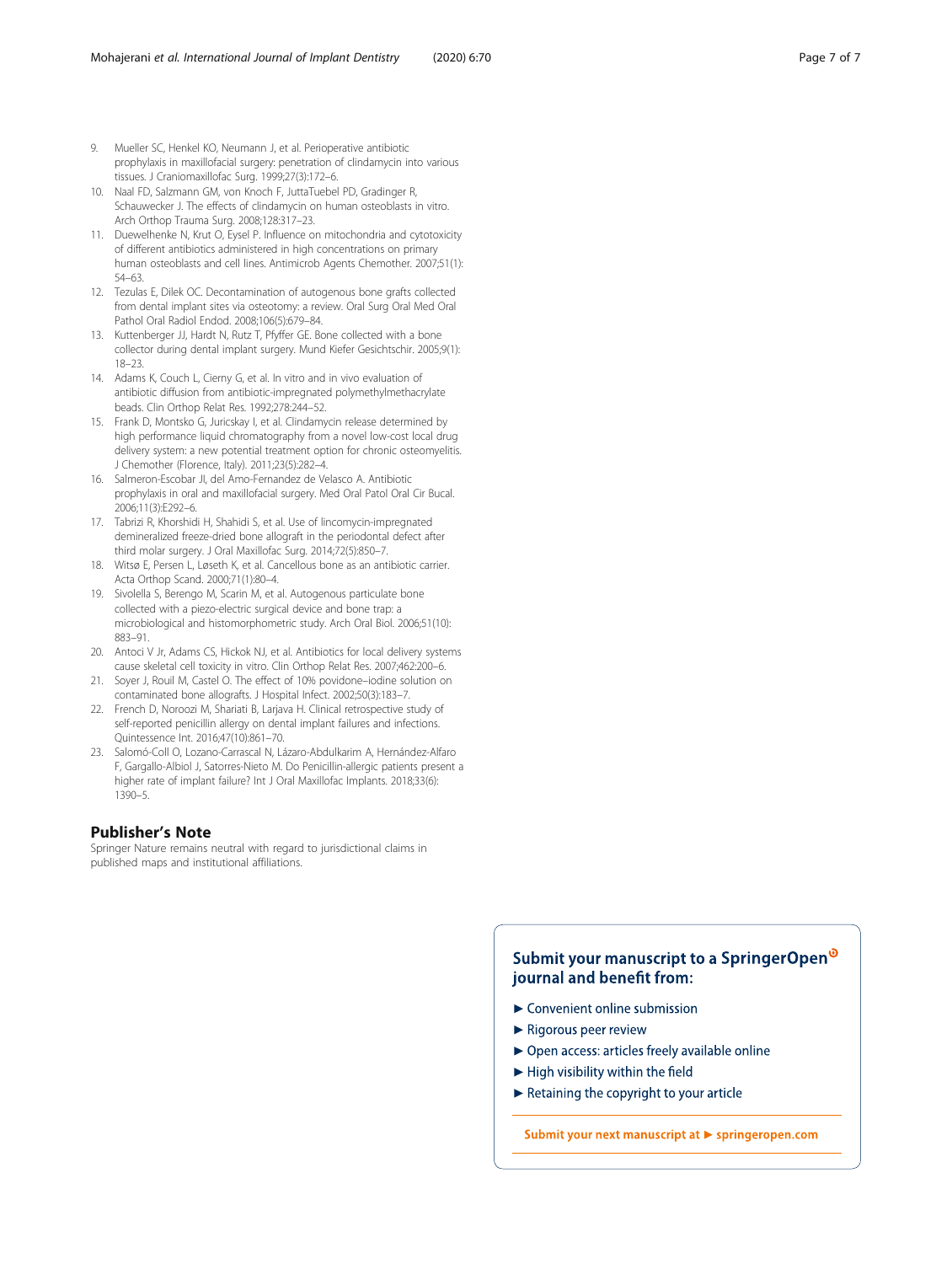9. Mueller SC, Henkel KO, Neumann J, et al. Perioperative antibiotic prophylaxis in maxillofacial surgery: penetration of clindamycin into various tissues. J Craniomaxillofac Surg. 1999;27(3):172–6.
10. Naal FD, Salzmann GM, von Knoch F, JuttaTuebel PD, Gradinger R, Schauwecker J. The effects of clindamycin on human osteoblasts in vitro. Arch Orthop Trauma Surg. 2008;128:317–23.
11. Duewelhenke N, Krut O, Eysel P. Influence on mitochondria and cytotoxicity of different antibiotics administered in high concentrations on primary human osteoblasts and cell lines. Antimicrob Agents Chemother. 2007;51(1): 54–63.
12. Tezulas E, Dilek OC. Decontamination of autogenous bone grafts collected from dental implant sites via osteotomy: a review. Oral Surg Oral Med Oral Pathol Oral Radiol Endod. 2008;106(5):679–84.
13. Kuttenberger JJ, Hardt N, Rutz T, Pfyffer GE. Bone collected with a bone collector during dental implant surgery. Mund Kiefer Gesichtschir. 2005;9(1): 18–23.
14. Adams K, Couch L, Cierny G, et al. In vitro and in vivo evaluation of antibiotic diffusion from antibiotic-impregnated polymethylmethacrylate beads. Clin Orthop Relat Res. 1992;278:244–52.
15. Frank D, Montsko G, Juricskay I, et al. Clindamycin release determined by high performance liquid chromatography from a novel low-cost local drug delivery system: a new potential treatment option for chronic osteomyelitis. J Chemother (Florence, Italy). 2011;23(5):282–4.
16. Salmeron-Escobar JI, del Amo-Fernandez de Velasco A. Antibiotic prophylaxis in oral and maxillofacial surgery. Med Oral Patol Oral Cir Bucal. 2006;11(3):E292–6.
17. Tabrizi R, Khorshidi H, Shahidi S, et al. Use of lincomycin-impregnated demineralized freeze-dried bone allograft in the periodontal defect after third molar surgery. J Oral Maxillofac Surg. 2014;72(5):850–7.
18. Witsø E, Persen L, Løseth K, et al. Cancellous bone as an antibiotic carrier. Acta Orthop Scand. 2000;71(1):80–4.
19. Sivolella S, Berengo M, Scarin M, et al. Autogenous particulate bone collected with a piezo-electric surgical device and bone trap: a microbiological and histomorphometric study. Arch Oral Biol. 2006;51(10): 883–91.
20. Antoci V Jr, Adams CS, Hickok NJ, et al. Antibiotics for local delivery systems cause skeletal cell toxicity in vitro. Clin Orthop Relat Res. 2007;462:200–6.
21. Soyer J, Rouil M, Castel O. The effect of 10% povidone–iodine solution on contaminated bone allografts. J Hospital Infect. 2002;50(3):183–7.
22. French D, Noroozi M, Shariati B, Larjava H. Clinical retrospective study of self-reported penicillin allergy on dental implant failures and infections. Quintessence Int. 2016;47(10):861–70.
23. Salomó-Coll O, Lozano-Carrascal N, Lázaro-Abdulkarim A, Hernández-Alfaro F, Gargallo-Albiol J, Satorres-Nieto M. Do Penicillin-allergic patients present a higher rate of implant failure? Int J Oral Maxillofac Implants. 2018;33(6): 1390–5.

## Publisher's Note

Springer Nature remains neutral with regard to jurisdictional claims in published maps and institutional affiliations.

**Submit your manuscript to a SpringerOpen journal and benefit from:**

- ► Convenient online submission
- ► Rigorous peer review
- ► Open access: articles freely available online
- ► High visibility within the field
- ► Retaining the copyright to your article

Submit your next manuscript at ► springeropen.com